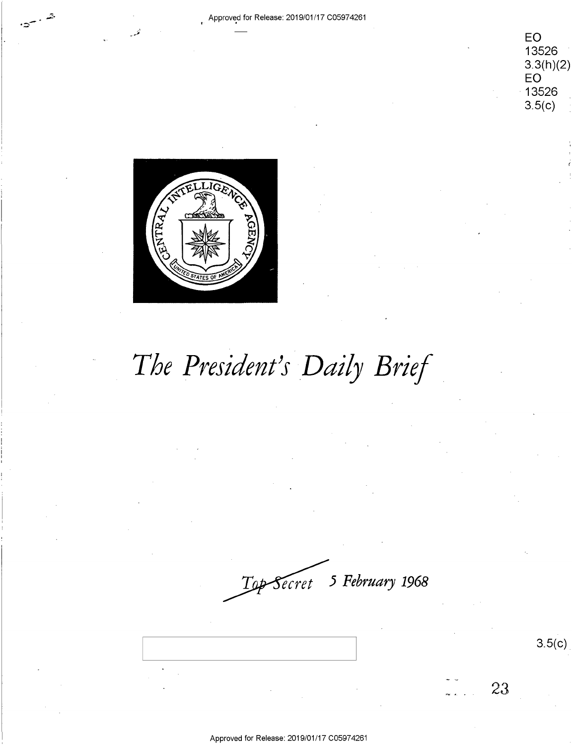EO 13526 3.3(h)(2)
EO 13526 3.5(c)

# *The President's Daily Brief*

*Top Secret* *5 February 1968*

3.5(c)

23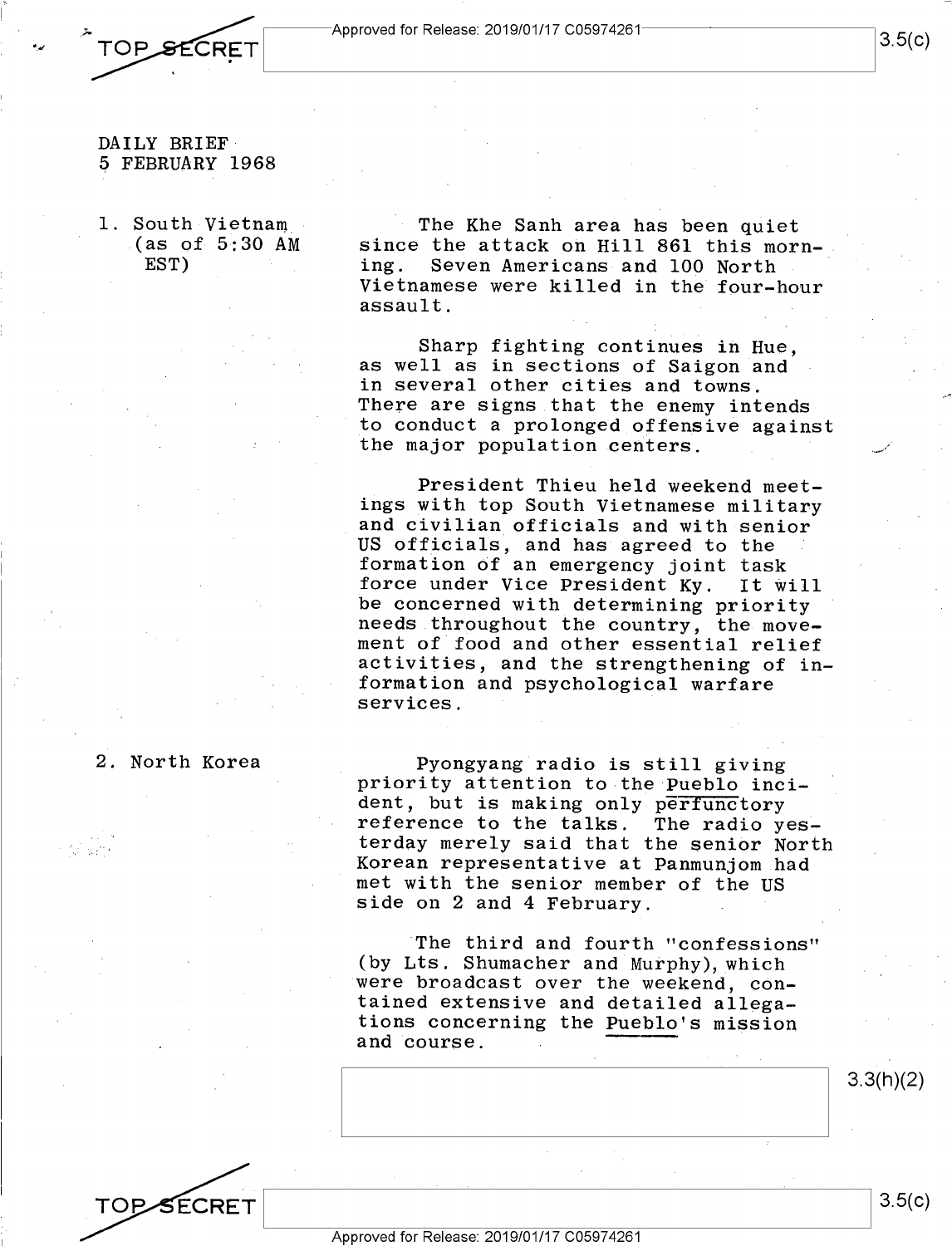DAILY BRIEF
5 FEBRUARY 1968

1. South Vietnam (as of 5:30 AM EST)

The Khe Sanh area has been quiet since the attack on Hill 861 this morning. Seven Americans and 100 North Vietnamese were killed in the four-hour assault.

Sharp fighting continues in Hue, as well as in sections of Saigon and in several other cities and towns. There are signs that the enemy intends to conduct a prolonged offensive against the major population centers.

President Thieu held weekend meetings with top South Vietnamese military and civilian officials and with senior US officials, and has agreed to the formation of an emergency joint task force under Vice President Ky. It will be concerned with determining priority needs throughout the country, the movement of food and other essential relief activities, and the strengthening of information and psychological warfare services.

2. North Korea

Pyongyang radio is still giving priority attention to the Pueblo incident, but is making only perfunctory reference to the talks. The radio yesterday merely said that the senior North Korean representative at Panmunjom had met with the senior member of the US side on 2 and 4 February.

The third and fourth "confessions" (by Lts. Shumacher and Murphy), which were broadcast over the weekend, contained extensive and detailed allegations concerning the Pueblo's mission and course.

3.3(h)(2)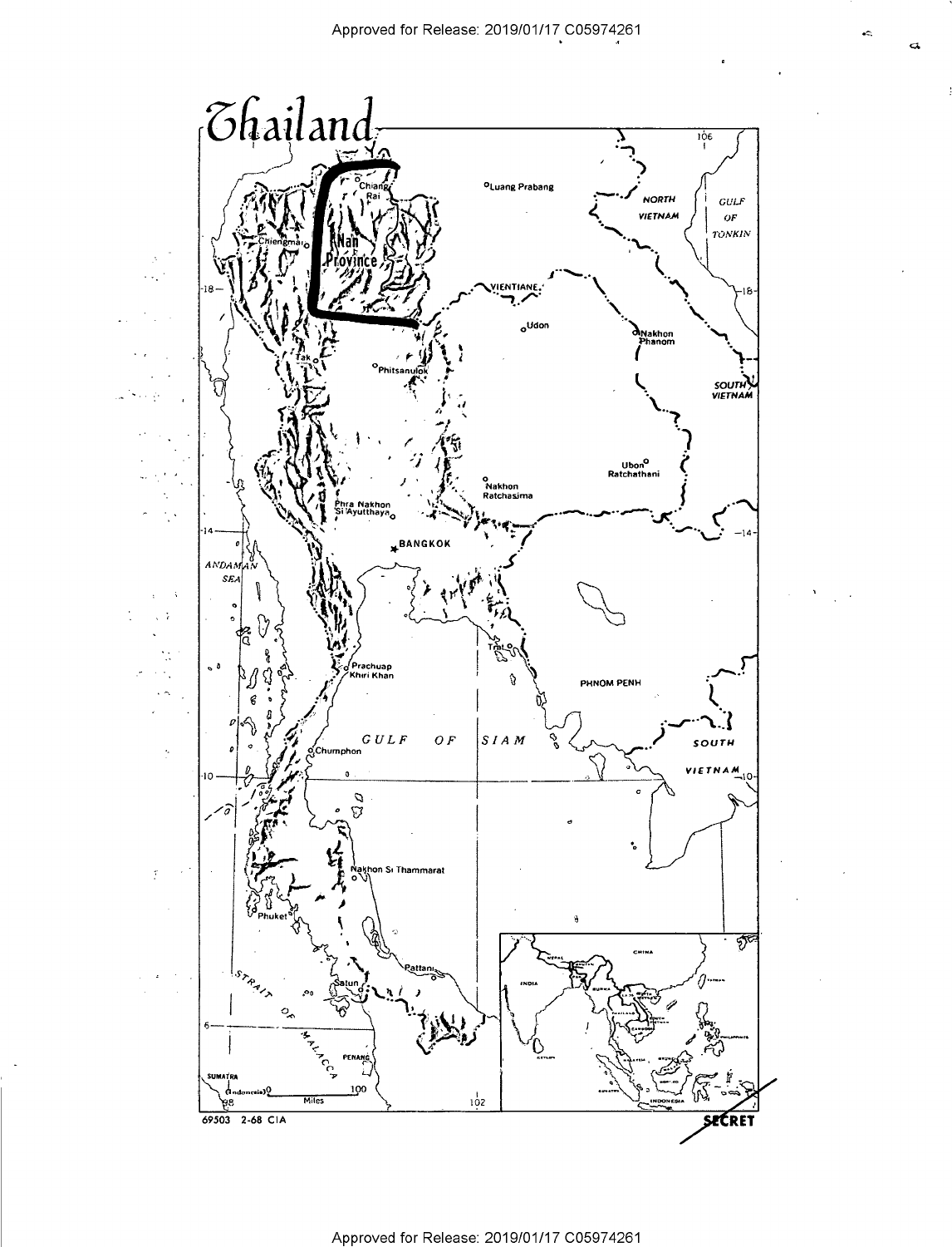# Thailand

Chiang Rai

Luang Prabang

NORTH VIETNAM

GULF OF TONKIN

Chiengmai

Nan Province

VIENTIANE

Udon

Nakhon Phanom

Tak

Phitsanulok

SOUTH VIETNAM

Ubon Ratchathani

Nakhon Ratchasima

Phra Nakhon Si Ayutthaya

BANGKOK

ANDAMAN SEA

Trat

Prachuap Khiri Khan

PHNOM PENH

GULF OF SIAM

Chumphon

SOUTH VIETNAM

Nakhon Si Thammarat

Phuket

Pattani

Satun

STRAIT OF MALACCA

PENANG

SUMATRA (Indonesia)

0 100 Miles

69503 2-68 CIA

SECRET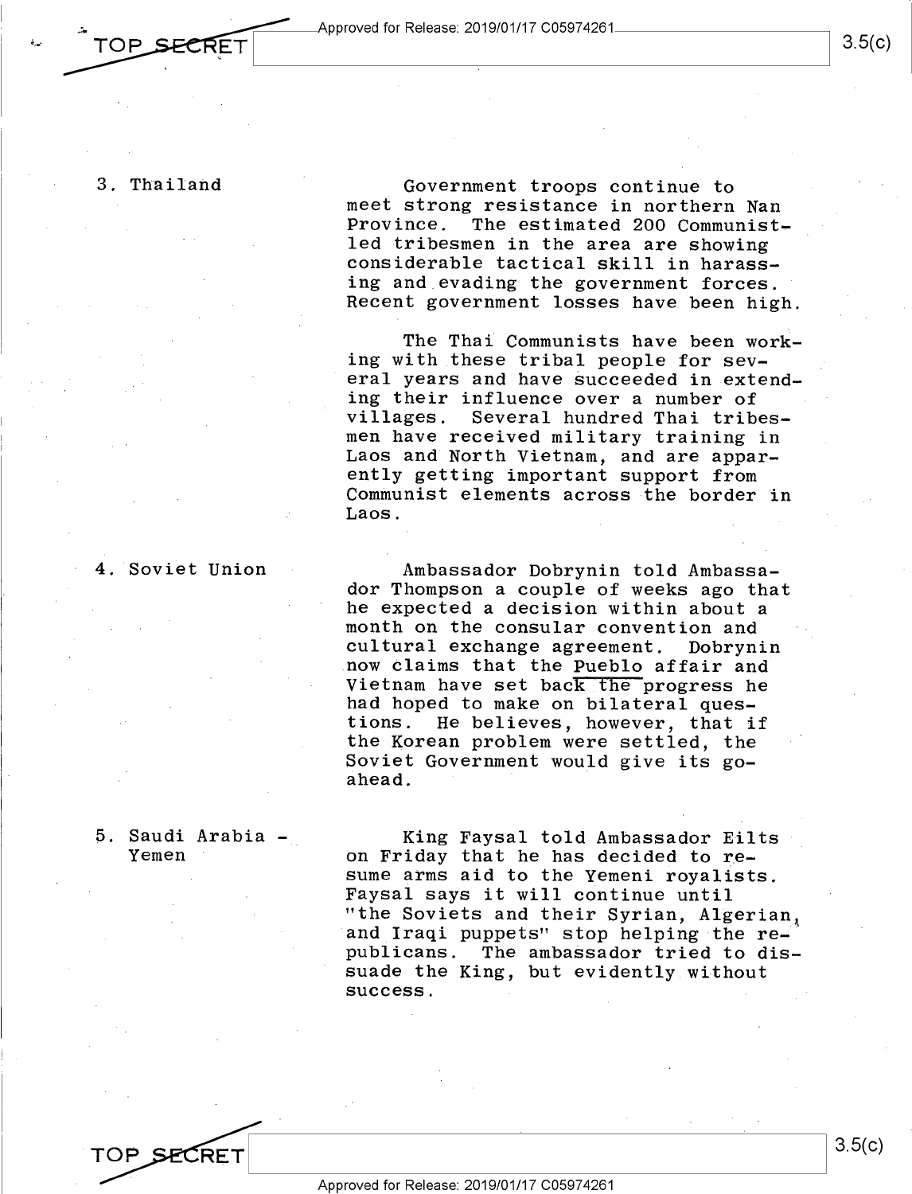3. Thailand

Government troops continue to meet strong resistance in northern Nan Province. The estimated 200 Communist-led tribesmen in the area are showing considerable tactical skill in harassing and evading the government forces. Recent government losses have been high.

The Thai Communists have been working with these tribal people for several years and have succeeded in extending their influence over a number of villages. Several hundred Thai tribesmen have received military training in Laos and North Vietnam, and are apparently getting important support from Communist elements across the border in Laos.

4. Soviet Union

Ambassador Dobrynin told Ambassador Thompson a couple of weeks ago that he expected a decision within about a month on the consular convention and cultural exchange agreement. Dobrynin now claims that the *Pueblo* affair and Vietnam have set back the progress he had hoped to make on bilateral questions. He believes, however, that if the Korean problem were settled, the Soviet Government would give its go-ahead.

5. Saudi Arabia - Yemen

King Faysal told Ambassador Eilts on Friday that he has decided to resume arms aid to the Yemeni royalists. Faysal says it will continue until "the Soviets and their Syrian, Algerian, and Iraqi puppets" stop helping the republicans. The ambassador tried to dissuade the King, but evidently without success.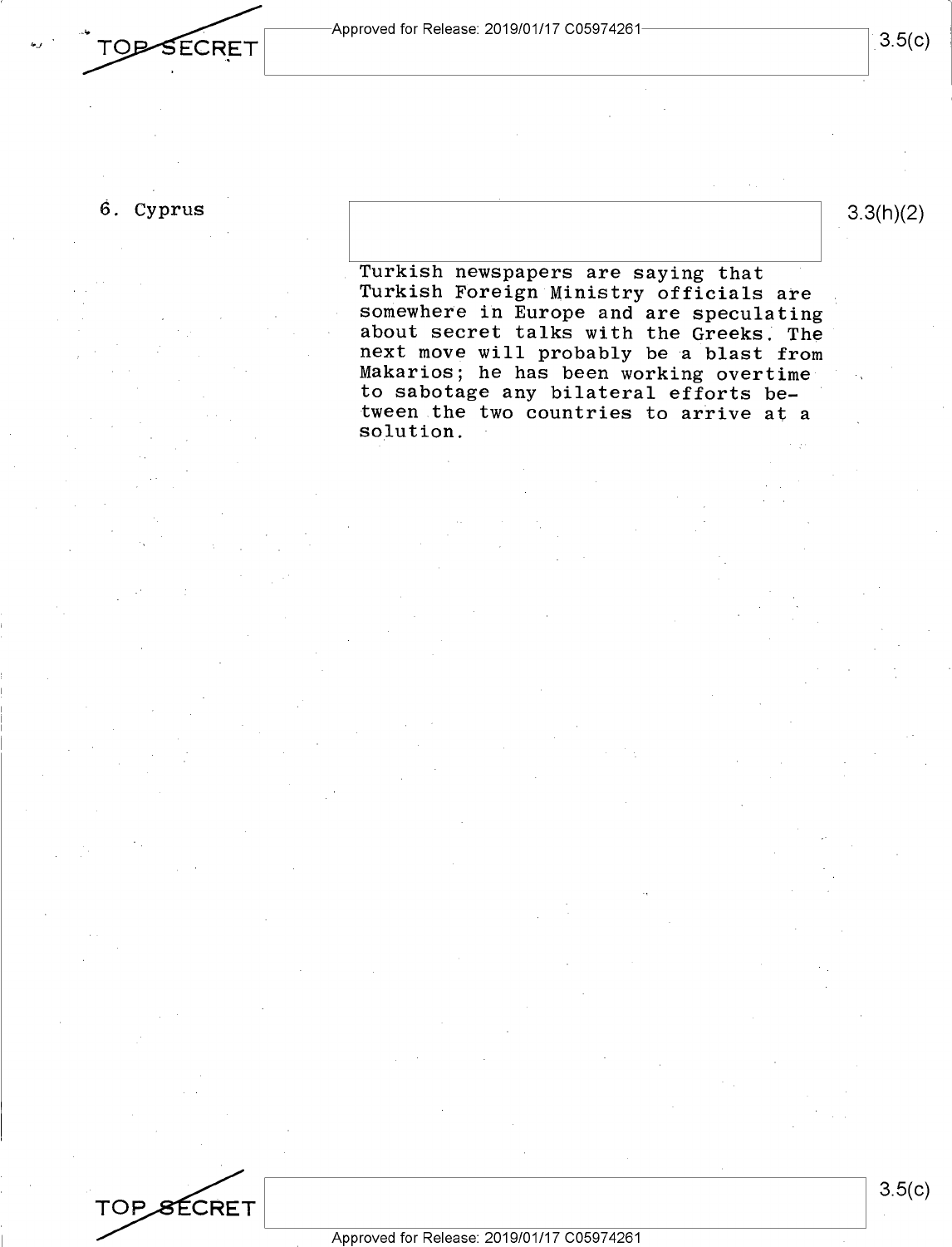6. Cyprus

3.3(h)(2)

Turkish newspapers are saying that Turkish Foreign Ministry officials are somewhere in Europe and are speculating about secret talks with the Greeks. The next move will probably be a blast from Makarios; he has been working overtime to sabotage any bilateral efforts between the two countries to arrive at a solution.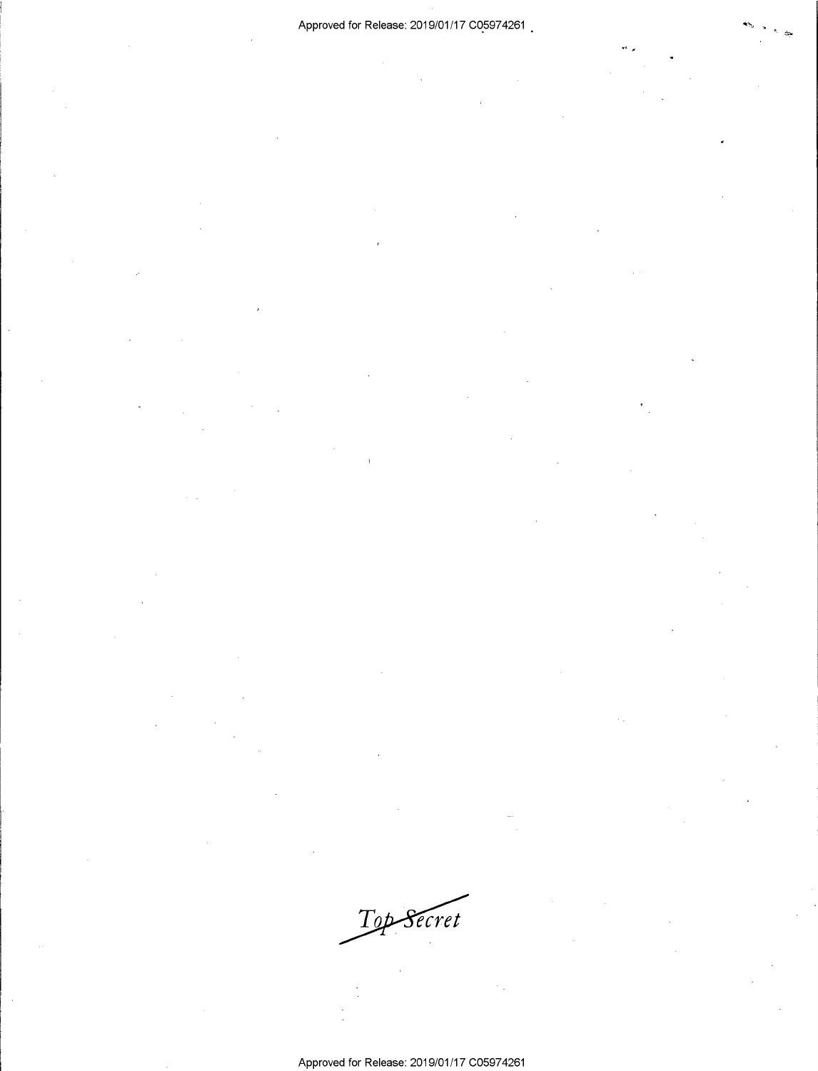~~Top Secret~~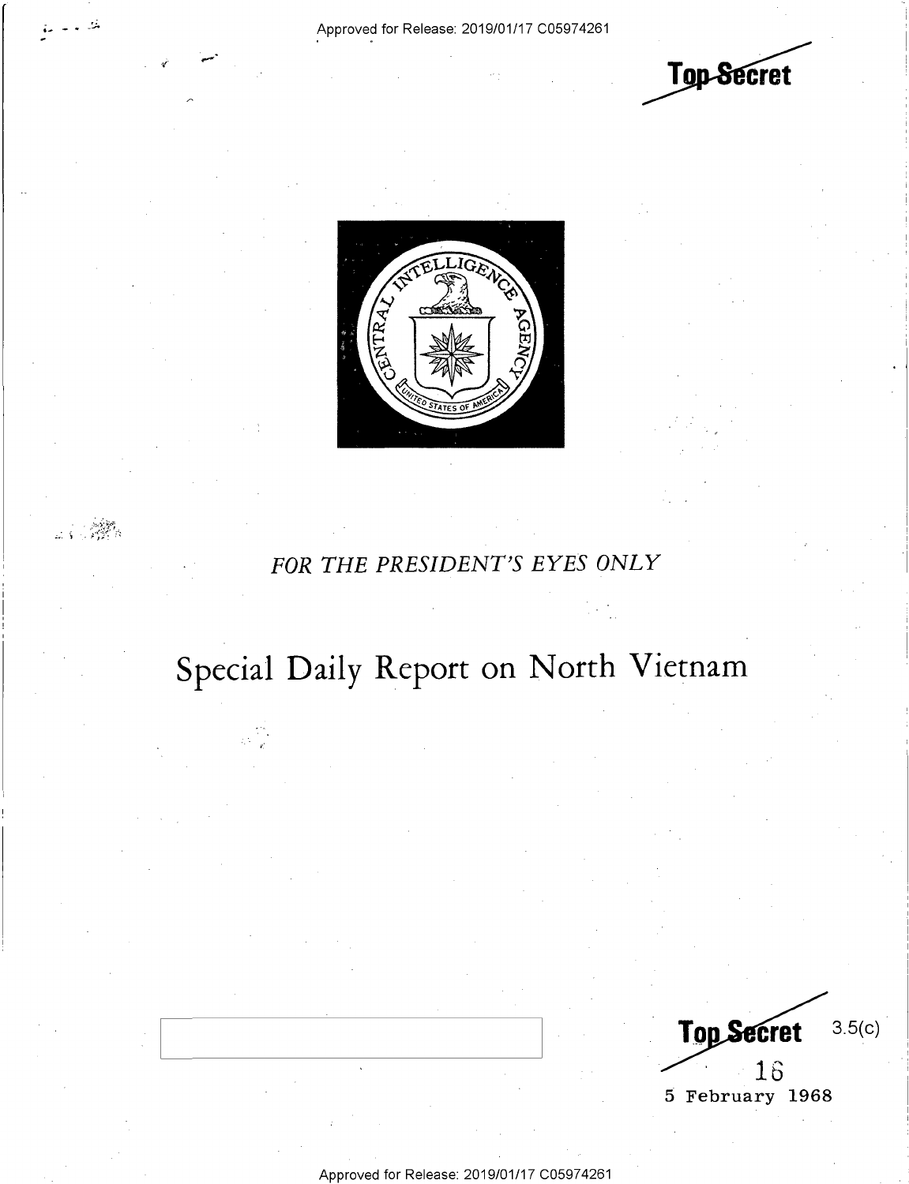Top Secret

FOR THE PRESIDENT'S EYES ONLY

# Special Daily Report on North Vietnam

Top Secret 3.5(c)

16

5 February 1968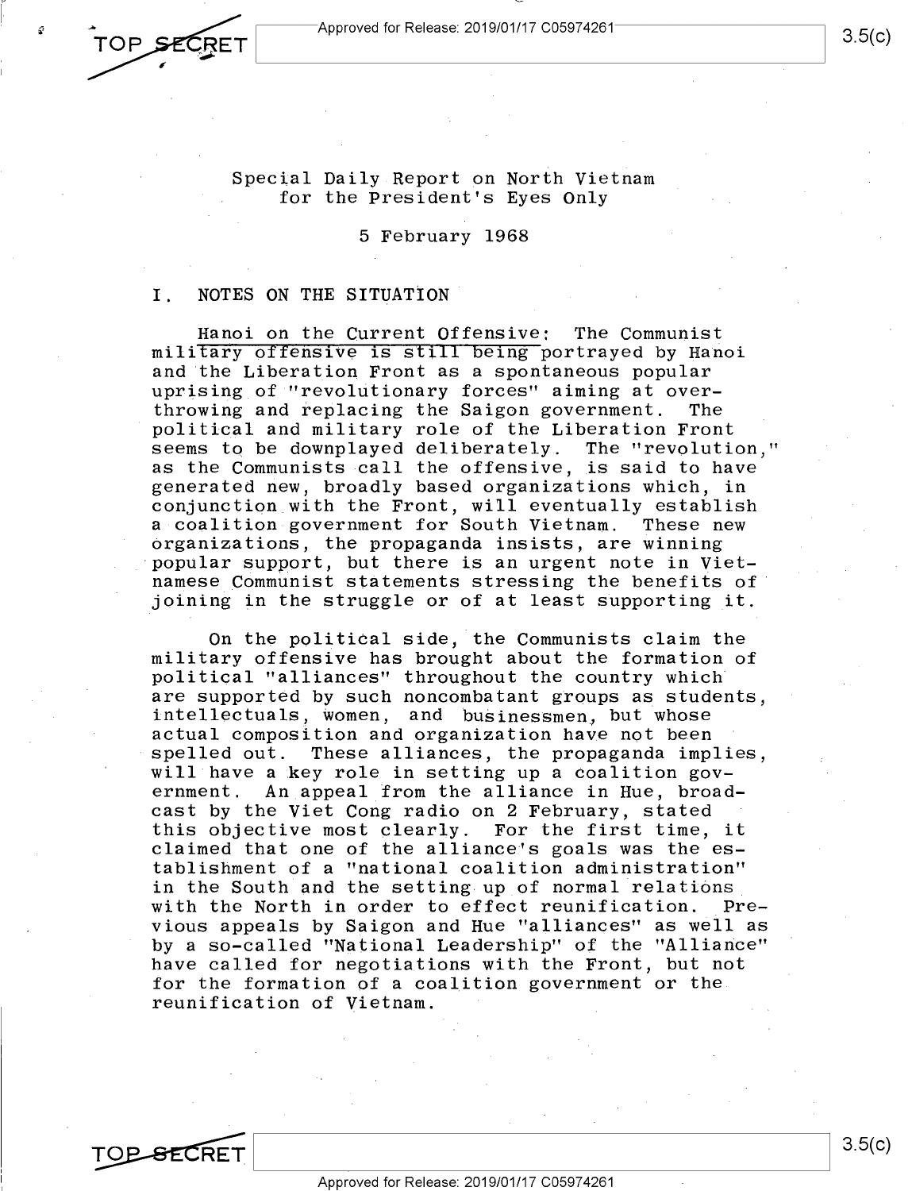Special Daily Report on North Vietnam
for the President's Eyes Only

5 February 1968

## I. NOTES ON THE SITUATION

Hanoi on the Current Offensive: The Communist military offensive is still being portrayed by Hanoi and the Liberation Front as a spontaneous popular uprising of "revolutionary forces" aiming at overthrowing and replacing the Saigon government. The political and military role of the Liberation Front seems to be downplayed deliberately. The "revolution," as the Communists call the offensive, is said to have generated new, broadly based organizations which, in conjunction with the Front, will eventually establish a coalition government for South Vietnam. These new organizations, the propaganda insists, are winning popular support, but there is an urgent note in Vietnamese Communist statements stressing the benefits of joining in the struggle or of at least supporting it.

On the political side, the Communists claim the military offensive has brought about the formation of political "alliances" throughout the country which are supported by such noncombatant groups as students, intellectuals, women, and businessmen, but whose actual composition and organization have not been spelled out. These alliances, the propaganda implies, will have a key role in setting up a coalition government. An appeal from the alliance in Hue, broadcast by the Viet Cong radio on 2 February, stated this objective most clearly. For the first time, it claimed that one of the alliance's goals was the establishment of a "national coalition administration" in the South and the setting up of normal relations with the North in order to effect reunification. Previous appeals by Saigon and Hue "alliances" as well as by a so-called "National Leadership" of the "Alliance" have called for negotiations with the Front, but not for the formation of a coalition government or the reunification of Vietnam.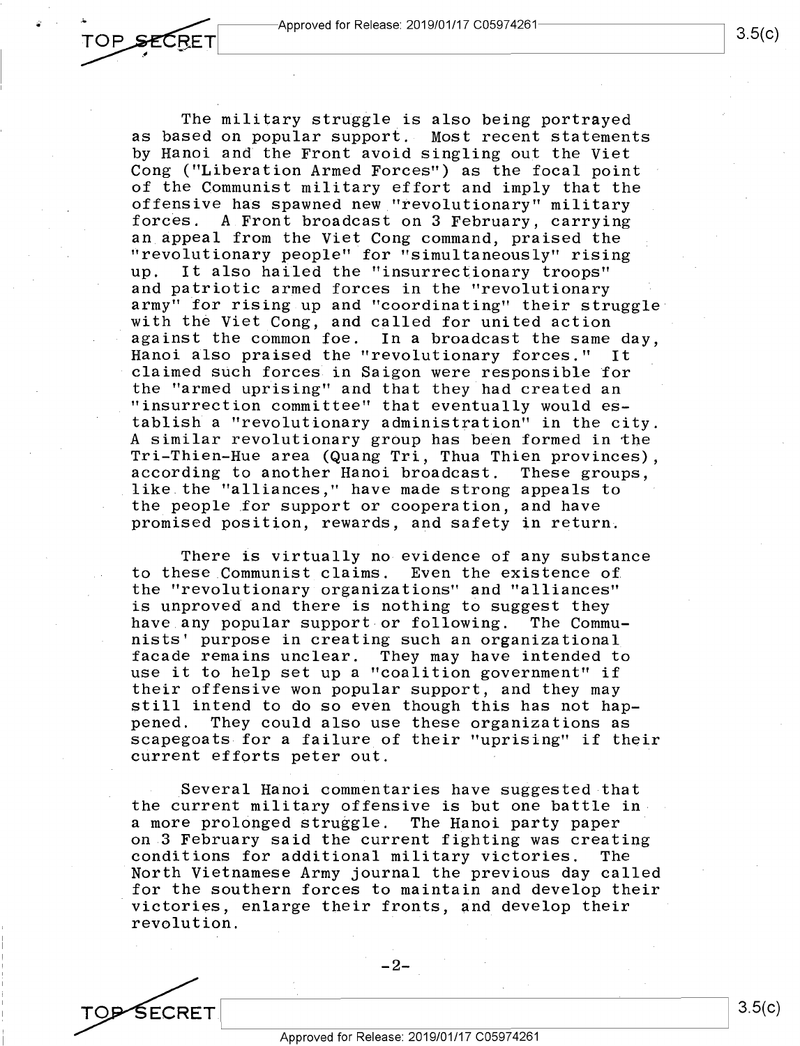The military struggle is also being portrayed as based on popular support. Most recent statements by Hanoi and the Front avoid singling out the Viet Cong ("Liberation Armed Forces") as the focal point of the Communist military effort and imply that the offensive has spawned new "revolutionary" military forces. A Front broadcast on 3 February, carrying an appeal from the Viet Cong command, praised the "revolutionary people" for "simultaneously" rising up. It also hailed the "insurrectionary troops" and patriotic armed forces in the "revolutionary army" for rising up and "coordinating" their struggle with the Viet Cong, and called for united action against the common foe. In a broadcast the same day, Hanoi also praised the "revolutionary forces." It claimed such forces in Saigon were responsible for the "armed uprising" and that they had created an "insurrection committee" that eventually would establish a "revolutionary administration" in the city. A similar revolutionary group has been formed in the Tri-Thien-Hue area (Quang Tri, Thua Thien provinces), according to another Hanoi broadcast. These groups, like the "alliances," have made strong appeals to the people for support or cooperation, and have promised position, rewards, and safety in return.

There is virtually no evidence of any substance to these Communist claims. Even the existence of the "revolutionary organizations" and "alliances" is unproved and there is nothing to suggest they have any popular support or following. The Communists' purpose in creating such an organizational facade remains unclear. They may have intended to use it to help set up a "coalition government" if their offensive won popular support, and they may still intend to do so even though this has not happened. They could also use these organizations as scapegoats for a failure of their "uprising" if their current efforts peter out.

Several Hanoi commentaries have suggested that the current military offensive is but one battle in a more prolonged struggle. The Hanoi party paper on 3 February said the current fighting was creating conditions for additional military victories. The North Vietnamese Army journal the previous day called for the southern forces to maintain and develop their victories, enlarge their fronts, and develop their revolution.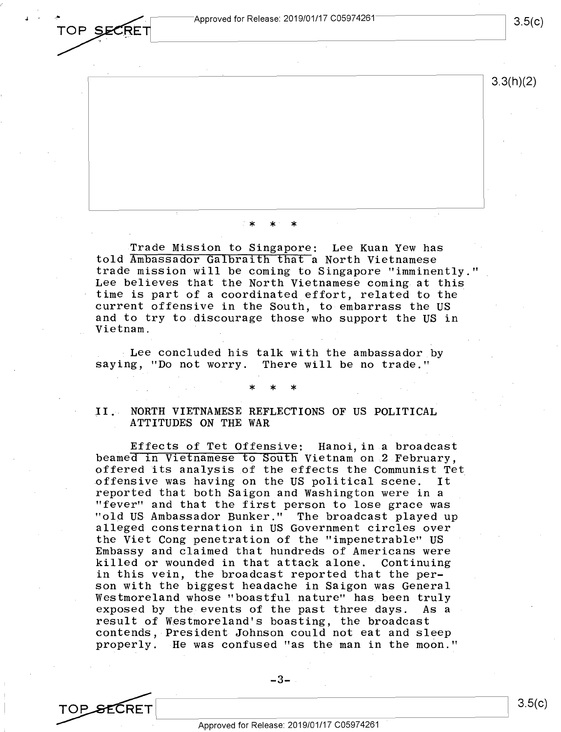* * *

Trade Mission to Singapore: Lee Kuan Yew has told Ambassador Galbraith that a North Vietnamese trade mission will be coming to Singapore "imminently." Lee believes that the North Vietnamese coming at this time is part of a coordinated effort, related to the current offensive in the South, to embarrass the US and to try to discourage those who support the US in Vietnam.

Lee concluded his talk with the ambassador by saying, "Do not worry. There will be no trade."

* * *

## II. NORTH VIETNAMESE REFLECTIONS OF US POLITICAL ATTITUDES ON THE WAR

Effects of Tet Offensive: Hanoi, in a broadcast beamed in Vietnamese to South Vietnam on 2 February, offered its analysis of the effects the Communist Tet offensive was having on the US political scene. It reported that both Saigon and Washington were in a "fever" and that the first person to lose grace was "old US Ambassador Bunker." The broadcast played up alleged consternation in US Government circles over the Viet Cong penetration of the "impenetrable" US Embassy and claimed that hundreds of Americans were killed or wounded in that attack alone. Continuing in this vein, the broadcast reported that the person with the biggest headache in Saigon was General Westmoreland whose "boastful nature" has been truly exposed by the events of the past three days. As a result of Westmoreland's boasting, the broadcast contends, President Johnson could not eat and sleep properly. He was confused "as the man in the moon."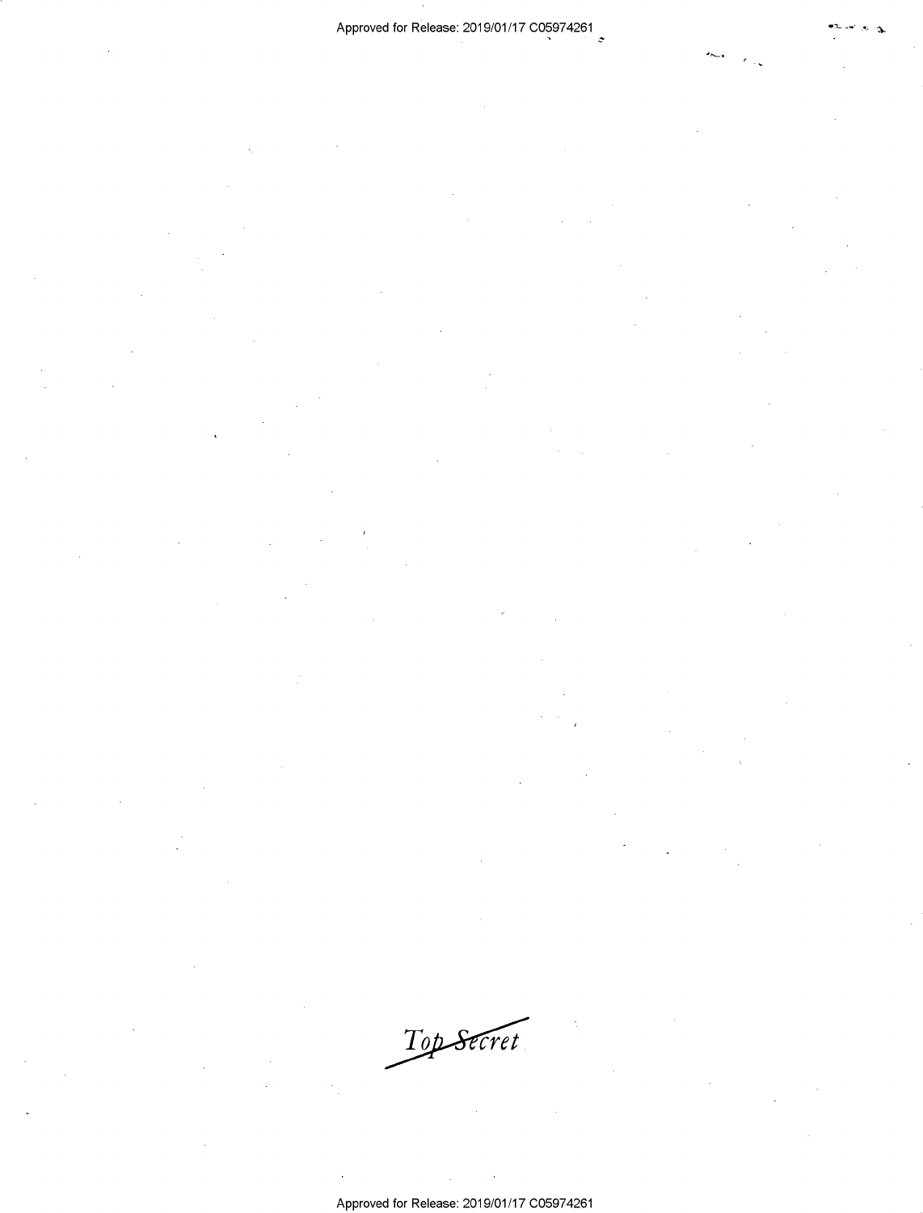~~Top Secret~~